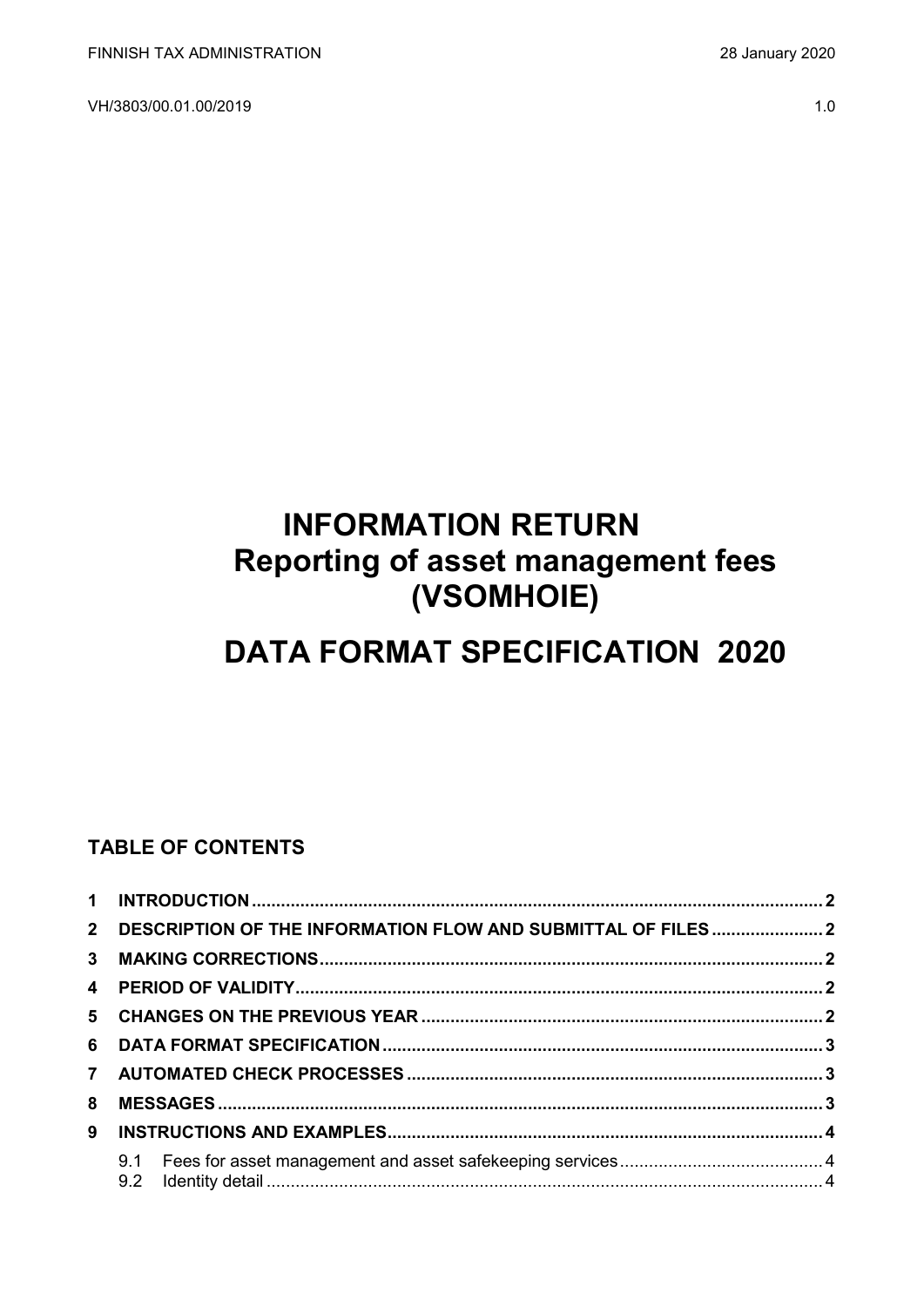FINNISH TAX ADMINISTRATION 28 January 2020

VH/3803/00.01.00/2019 1.0

# INFORMATION RETURN
# Reporting of asset management fees (VSOMHOIE)

# DATA FORMAT SPECIFICATION 2020

## TABLE OF CONTENTS

1 INTRODUCTION ..... 2
2 DESCRIPTION OF THE INFORMATION FLOW AND SUBMITTAL OF FILES ..... 2
3 MAKING CORRECTIONS ..... 2
4 PERIOD OF VALIDITY ..... 2
5 CHANGES ON THE PREVIOUS YEAR ..... 2
6 DATA FORMAT SPECIFICATION ..... 3
7 AUTOMATED CHECK PROCESSES ..... 3
8 MESSAGES ..... 3
9 INSTRUCTIONS AND EXAMPLES ..... 4
  9.1 Fees for asset management and asset safekeeping services ..... 4
  9.2 Identity detail ..... 4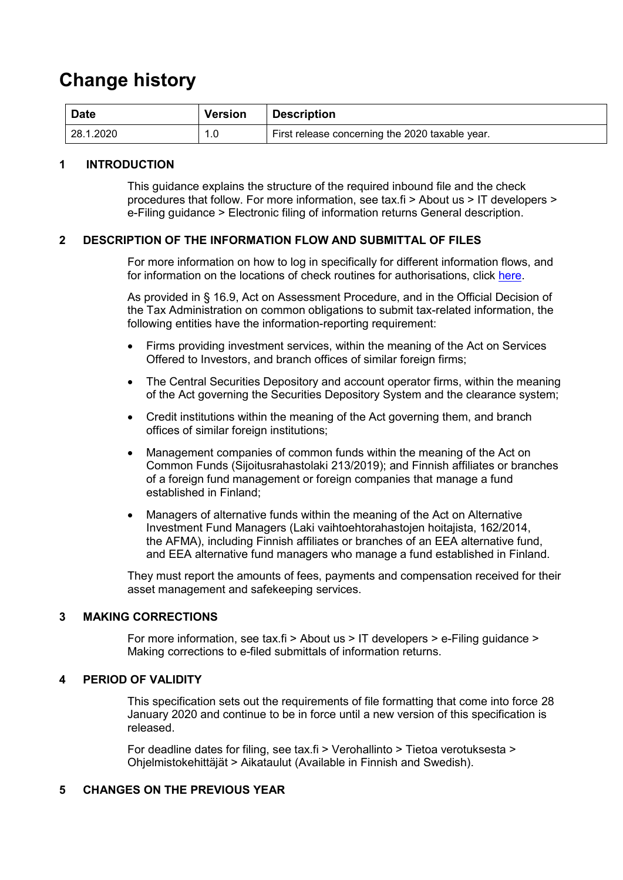# Change history

| Date | Version | Description |
|---|---|---|
| 28.1.2020 | 1.0 | First release concerning the 2020 taxable year. |

## 1 INTRODUCTION

This guidance explains the structure of the required inbound file and the check procedures that follow. For more information, see tax.fi > About us > IT developers > e-Filing guidance > Electronic filing of information returns General description.

## 2 DESCRIPTION OF THE INFORMATION FLOW AND SUBMITTAL OF FILES

For more information on how to log in specifically for different information flows, and for information on the locations of check routines for authorisations, click here.

As provided in § 16.9, Act on Assessment Procedure, and in the Official Decision of the Tax Administration on common obligations to submit tax-related information, the following entities have the information-reporting requirement:

- Firms providing investment services, within the meaning of the Act on Services Offered to Investors, and branch offices of similar foreign firms;
- The Central Securities Depository and account operator firms, within the meaning of the Act governing the Securities Depository System and the clearance system;
- Credit institutions within the meaning of the Act governing them, and branch offices of similar foreign institutions;
- Management companies of common funds within the meaning of the Act on Common Funds (Sijoitusrahastolaki 213/2019); and Finnish affiliates or branches of a foreign fund management or foreign companies that manage a fund established in Finland;
- Managers of alternative funds within the meaning of the Act on Alternative Investment Fund Managers (Laki vaihtoehtorahastojen hoitajista, 162/2014, the AFMA), including Finnish affiliates or branches of an EEA alternative fund, and EEA alternative fund managers who manage a fund established in Finland.

They must report the amounts of fees, payments and compensation received for their asset management and safekeeping services.

## 3 MAKING CORRECTIONS

For more information, see tax.fi > About us > IT developers > e-Filing guidance > Making corrections to e-filed submittals of information returns.

## 4 PERIOD OF VALIDITY

This specification sets out the requirements of file formatting that come into force 28 January 2020 and continue to be in force until a new version of this specification is released.

For deadline dates for filing, see tax.fi > Verohallinto > Tietoa verotuksesta > Ohjelmistokehittäjät > Aikataulut (Available in Finnish and Swedish).

## 5 CHANGES ON THE PREVIOUS YEAR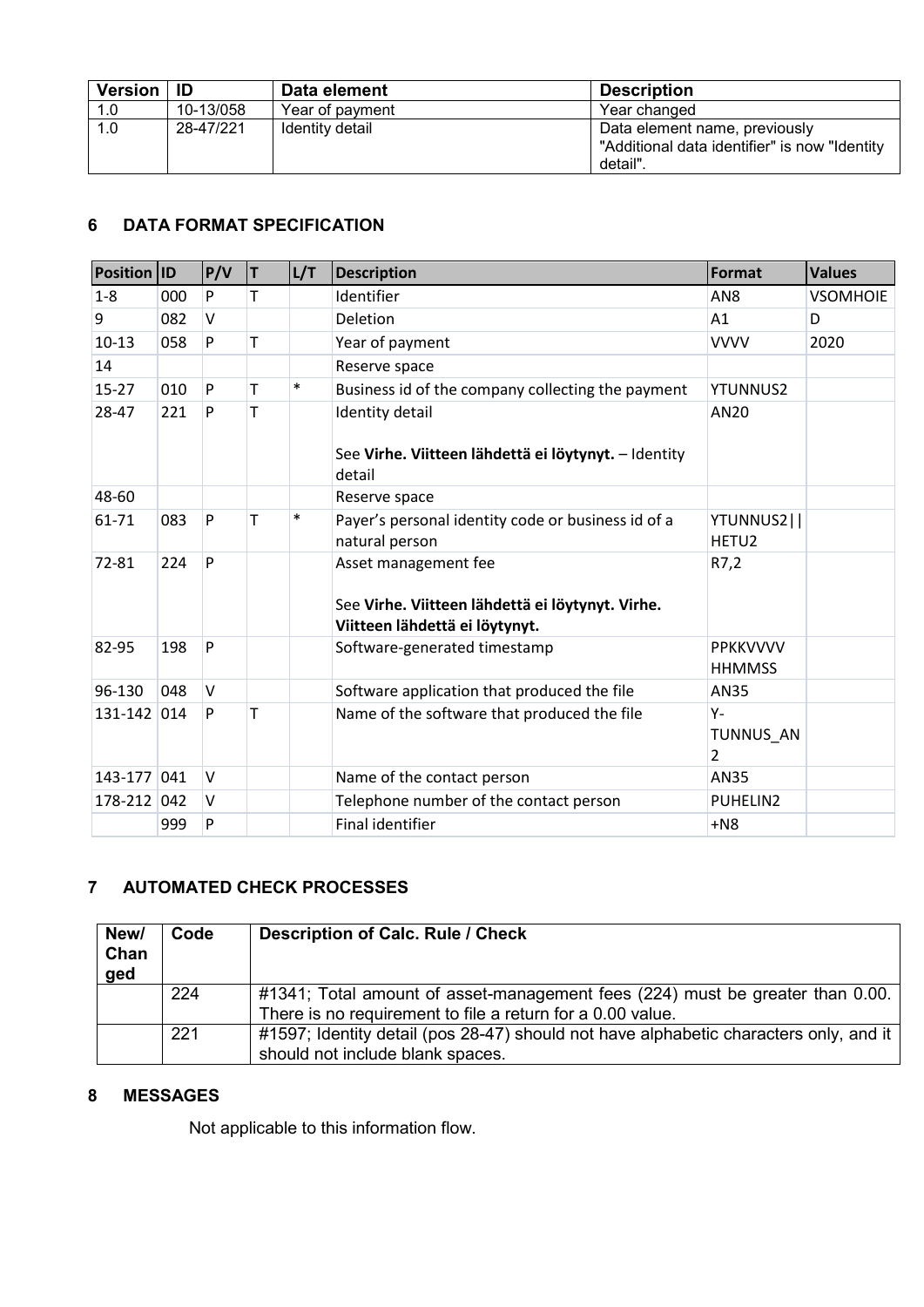| Version | ID | Data element | Description |
|---|---|---|---|
| 1.0 | 10-13/058 | Year of payment | Year changed |
| 1.0 | 28-47/221 | Identity detail | Data element name, previously "Additional data identifier" is now "Identity detail". |

## 6 DATA FORMAT SPECIFICATION

| Position | ID | P/V | T | L/T | Description | Format | Values |
|---|---|---|---|---|---|---|---|
| 1-8 | 000 | P | T | | Identifier | AN8 | VSOMHOIE |
| 9 | 082 | V | | | Deletion | A1 | D |
| 10-13 | 058 | P | T | | Year of payment | VVVV | 2020 |
| 14 | | | | | Reserve space | | |
| 15-27 | 010 | P | T | * | Business id of the company collecting the payment | YTUNNUS2 | |
| 28-47 | 221 | P | T | | Identity detail<br><br>See **Virhe. Viitteen lähdettä ei löytynyt.** – Identity detail | AN20 | |
| 48-60 | | | | | Reserve space | | |
| 61-71 | 083 | P | T | * | Payer's personal identity code or business id of a natural person | YTUNNUS2\|\|HETU2 | |
| 72-81 | 224 | P | | | Asset management fee<br><br>See **Virhe. Viitteen lähdettä ei löytynyt. Virhe. Viitteen lähdettä ei löytynyt.** | R7,2 | |
| 82-95 | 198 | P | | | Software-generated timestamp | PPKKVVVV HHMMSS | |
| 96-130 | 048 | V | | | Software application that produced the file | AN35 | |
| 131-142 | 014 | P | T | | Name of the software that produced the file | Y-TUNNUS_AN2 | |
| 143-177 | 041 | V | | | Name of the contact person | AN35 | |
| 178-212 | 042 | V | | | Telephone number of the contact person | PUHELIN2 | |
| | 999 | P | | | Final identifier | +N8 | |

## 7 AUTOMATED CHECK PROCESSES

| New/ Changed | Code | Description of Calc. Rule / Check |
|---|---|---|
| | 224 | #1341; Total amount of asset-management fees (224) must be greater than 0.00. There is no requirement to file a return for a 0.00 value. |
| | 221 | #1597; Identity detail (pos 28-47) should not have alphabetic characters only, and it should not include blank spaces. |

## 8 MESSAGES

Not applicable to this information flow.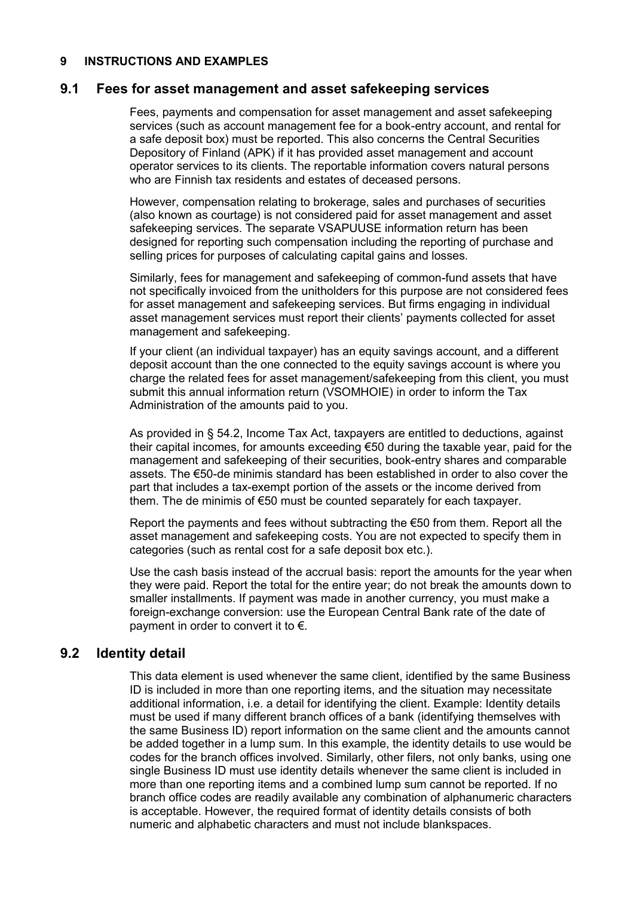# 9 INSTRUCTIONS AND EXAMPLES

## 9.1 Fees for asset management and asset safekeeping services

Fees, payments and compensation for asset management and asset safekeeping services (such as account management fee for a book-entry account, and rental for a safe deposit box) must be reported. This also concerns the Central Securities Depository of Finland (APK) if it has provided asset management and account operator services to its clients. The reportable information covers natural persons who are Finnish tax residents and estates of deceased persons.

However, compensation relating to brokerage, sales and purchases of securities (also known as courtage) is not considered paid for asset management and asset safekeeping services. The separate VSAPUUSE information return has been designed for reporting such compensation including the reporting of purchase and selling prices for purposes of calculating capital gains and losses.

Similarly, fees for management and safekeeping of common-fund assets that have not specifically invoiced from the unitholders for this purpose are not considered fees for asset management and safekeeping services. But firms engaging in individual asset management services must report their clients' payments collected for asset management and safekeeping.

If your client (an individual taxpayer) has an equity savings account, and a different deposit account than the one connected to the equity savings account is where you charge the related fees for asset management/safekeeping from this client, you must submit this annual information return (VSOMHOIE) in order to inform the Tax Administration of the amounts paid to you.

As provided in § 54.2, Income Tax Act, taxpayers are entitled to deductions, against their capital incomes, for amounts exceeding €50 during the taxable year, paid for the management and safekeeping of their securities, book-entry shares and comparable assets. The €50-de minimis standard has been established in order to also cover the part that includes a tax-exempt portion of the assets or the income derived from them. The de minimis of €50 must be counted separately for each taxpayer.

Report the payments and fees without subtracting the €50 from them. Report all the asset management and safekeeping costs. You are not expected to specify them in categories (such as rental cost for a safe deposit box etc.).

Use the cash basis instead of the accrual basis: report the amounts for the year when they were paid. Report the total for the entire year; do not break the amounts down to smaller installments. If payment was made in another currency, you must make a foreign-exchange conversion: use the European Central Bank rate of the date of payment in order to convert it to €.

## 9.2 Identity detail

This data element is used whenever the same client, identified by the same Business ID is included in more than one reporting items, and the situation may necessitate additional information, i.e. a detail for identifying the client. Example: Identity details must be used if many different branch offices of a bank (identifying themselves with the same Business ID) report information on the same client and the amounts cannot be added together in a lump sum. In this example, the identity details to use would be codes for the branch offices involved. Similarly, other filers, not only banks, using one single Business ID must use identity details whenever the same client is included in more than one reporting items and a combined lump sum cannot be reported. If no branch office codes are readily available any combination of alphanumeric characters is acceptable. However, the required format of identity details consists of both numeric and alphabetic characters and must not include blankspaces.